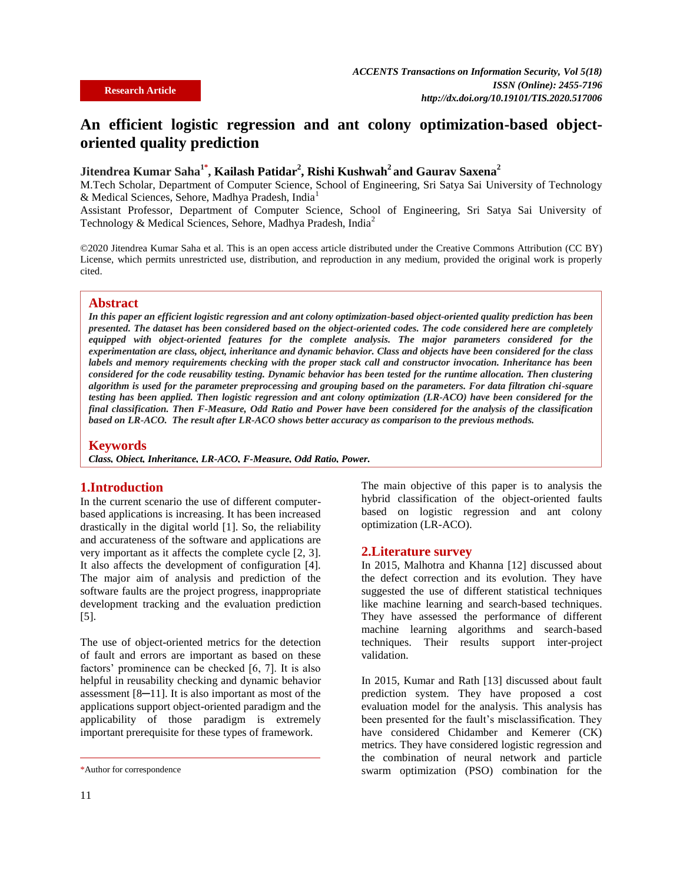Research Article

# An efficient logistic regression and ant colony optimization-based object-oriented quality prediction

**Jitendrea Kumar Saha[1*], Kailash Patidar[2], Rishi Kushwah[2] and Gaurav Saxena[2]**

M.Tech Scholar, Department of Computer Science, School of Engineering, Sri Satya Sai University of Technology & Medical Sciences, Sehore, Madhya Pradesh, India[1]

Assistant Professor, Department of Computer Science, School of Engineering, Sri Satya Sai University of Technology & Medical Sciences, Sehore, Madhya Pradesh, India[2]

©2020 Jitendrea Kumar Saha et al. This is an open access article distributed under the Creative Commons Attribution (CC BY) License, which permits unrestricted use, distribution, and reproduction in any medium, provided the original work is properly cited.

## Abstract

***In this paper an efficient logistic regression and ant colony optimization-based object-oriented quality prediction has been presented. The dataset has been considered based on the object-oriented codes. The code considered here are completely equipped with object-oriented features for the complete analysis. The major parameters considered for the experimentation are class, object, inheritance and dynamic behavior. Class and objects have been considered for the class labels and memory requirements checking with the proper stack call and constructor invocation. Inheritance has been considered for the code reusability testing. Dynamic behavior has been tested for the runtime allocation. Then clustering algorithm is used for the parameter preprocessing and grouping based on the parameters. For data filtration chi-square testing has been applied. Then logistic regression and ant colony optimization (LR-ACO) have been considered for the final classification. Then F-Measure, Odd Ratio and Power have been considered for the analysis of the classification based on LR-ACO. The result after LR-ACO shows better accuracy as comparison to the previous methods.***

## Keywords

***Class, Object, Inheritance, LR-ACO, F-Measure, Odd Ratio, Power.***

## 1.Introduction

In the current scenario the use of different computer-based applications is increasing. It has been increased drastically in the digital world [1]. So, the reliability and accurateness of the software and applications are very important as it affects the complete cycle [2, 3]. It also affects the development of configuration [4]. The major aim of analysis and prediction of the software faults are the project progress, inappropriate development tracking and the evaluation prediction [5].

The use of object-oriented metrics for the detection of fault and errors are important as based on these factors' prominence can be checked [6, 7]. It is also helpful in reusability checking and dynamic behavior assessment [8─11]. It is also important as most of the applications support object-oriented paradigm and the applicability of those paradigm is extremely important prerequisite for these types of framework.

The main objective of this paper is to analysis the hybrid classification of the object-oriented faults based on logistic regression and ant colony optimization (LR-ACO).

## 2.Literature survey

In 2015, Malhotra and Khanna [12] discussed about the defect correction and its evolution. They have suggested the use of different statistical techniques like machine learning and search-based techniques. They have assessed the performance of different machine learning algorithms and search-based techniques. Their results support inter-project validation.

In 2015, Kumar and Rath [13] discussed about fault prediction system. They have proposed a cost evaluation model for the analysis. This analysis has been presented for the fault's misclassification. They have considered Chidamber and Kemerer (CK) metrics. They have considered logistic regression and the combination of neural network and particle swarm optimization (PSO) combination for the

*Author for correspondence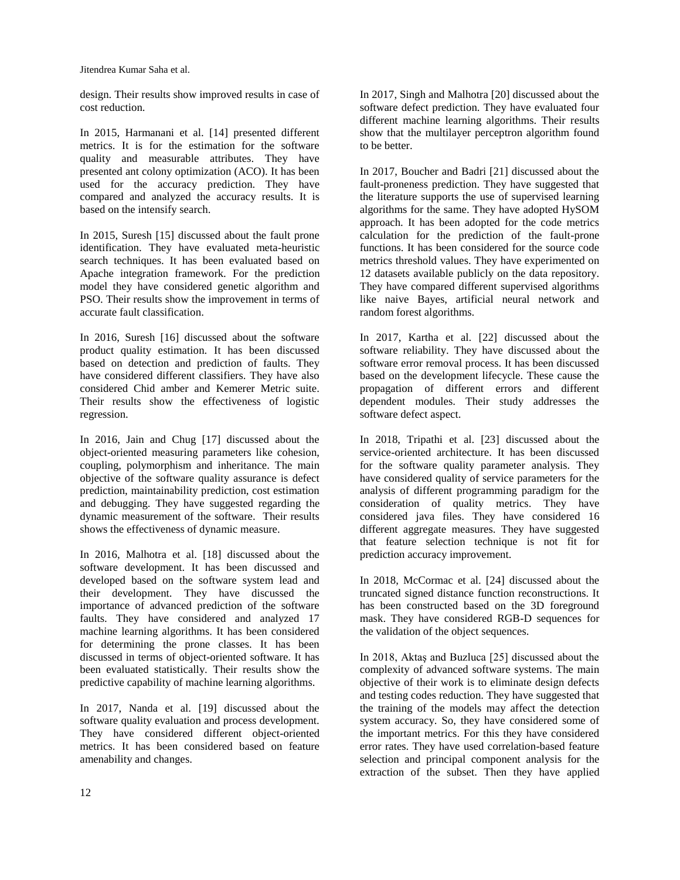design. Their results show improved results in case of cost reduction.

In 2015, Harmanani et al. [14] presented different metrics. It is for the estimation for the software quality and measurable attributes. They have presented ant colony optimization (ACO). It has been used for the accuracy prediction. They have compared and analyzed the accuracy results. It is based on the intensify search.

In 2015, Suresh [15] discussed about the fault prone identification. They have evaluated meta-heuristic search techniques. It has been evaluated based on Apache integration framework. For the prediction model they have considered genetic algorithm and PSO. Their results show the improvement in terms of accurate fault classification.

In 2016, Suresh [16] discussed about the software product quality estimation. It has been discussed based on detection and prediction of faults. They have considered different classifiers. They have also considered Chid amber and Kemerer Metric suite. Their results show the effectiveness of logistic regression.

In 2016, Jain and Chug [17] discussed about the object-oriented measuring parameters like cohesion, coupling, polymorphism and inheritance. The main objective of the software quality assurance is defect prediction, maintainability prediction, cost estimation and debugging. They have suggested regarding the dynamic measurement of the software. Their results shows the effectiveness of dynamic measure.

In 2016, Malhotra et al. [18] discussed about the software development. It has been discussed and developed based on the software system lead and their development. They have discussed the importance of advanced prediction of the software faults. They have considered and analyzed 17 machine learning algorithms. It has been considered for determining the prone classes. It has been discussed in terms of object-oriented software. It has been evaluated statistically. Their results show the predictive capability of machine learning algorithms.

In 2017, Nanda et al. [19] discussed about the software quality evaluation and process development. They have considered different object-oriented metrics. It has been considered based on feature amenability and changes.

In 2017, Singh and Malhotra [20] discussed about the software defect prediction. They have evaluated four different machine learning algorithms. Their results show that the multilayer perceptron algorithm found to be better.

In 2017, Boucher and Badri [21] discussed about the fault-proneness prediction. They have suggested that the literature supports the use of supervised learning algorithms for the same. They have adopted HySOM approach. It has been adopted for the code metrics calculation for the prediction of the fault-prone functions. It has been considered for the source code metrics threshold values. They have experimented on 12 datasets available publicly on the data repository. They have compared different supervised algorithms like naive Bayes, artificial neural network and random forest algorithms.

In 2017, Kartha et al. [22] discussed about the software reliability. They have discussed about the software error removal process. It has been discussed based on the development lifecycle. These cause the propagation of different errors and different dependent modules. Their study addresses the software defect aspect.

In 2018, Tripathi et al. [23] discussed about the service-oriented architecture. It has been discussed for the software quality parameter analysis. They have considered quality of service parameters for the analysis of different programming paradigm for the consideration of quality metrics. They have considered java files. They have considered 16 different aggregate measures. They have suggested that feature selection technique is not fit for prediction accuracy improvement.

In 2018, McCormac et al. [24] discussed about the truncated signed distance function reconstructions. It has been constructed based on the 3D foreground mask. They have considered RGB-D sequences for the validation of the object sequences.

In 2018, Aktaş and Buzluca [25] discussed about the complexity of advanced software systems. The main objective of their work is to eliminate design defects and testing codes reduction. They have suggested that the training of the models may affect the detection system accuracy. So, they have considered some of the important metrics. For this they have considered error rates. They have used correlation-based feature selection and principal component analysis for the extraction of the subset. Then they have applied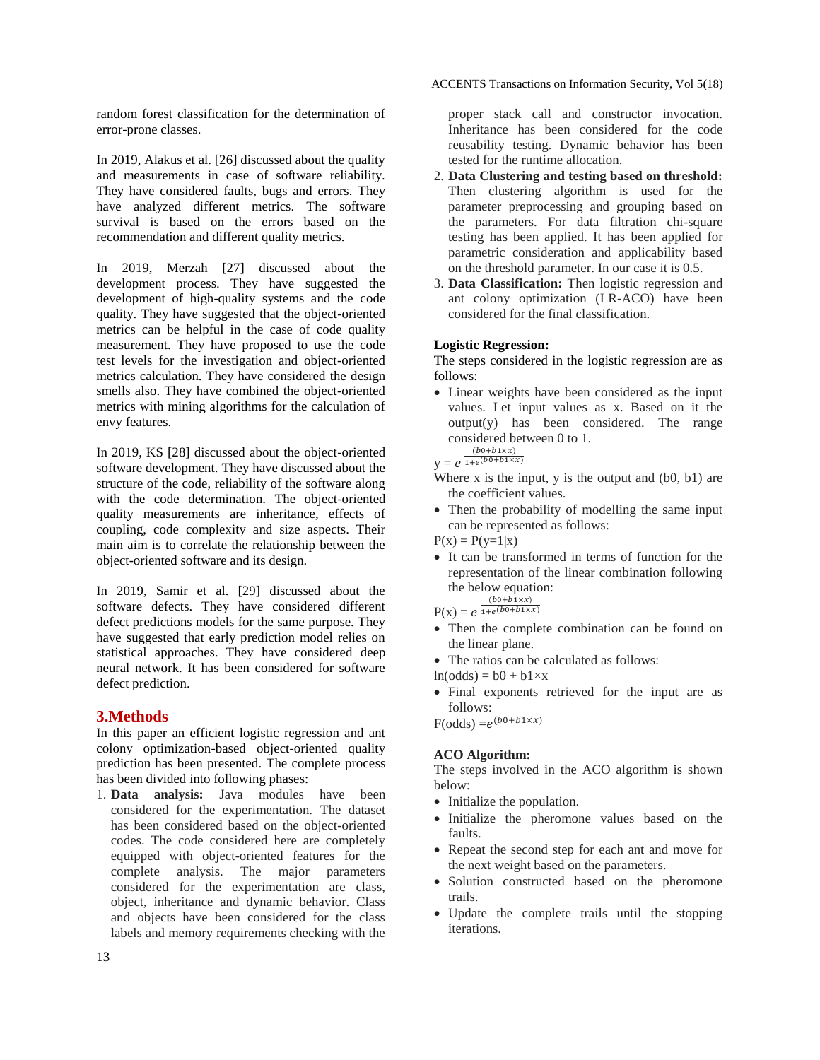random forest classification for the determination of error-prone classes.

In 2019, Alakus et al. [26] discussed about the quality and measurements in case of software reliability. They have considered faults, bugs and errors. They have analyzed different metrics. The software survival is based on the errors based on the recommendation and different quality metrics.

In 2019, Merzah [27] discussed about the development process. They have suggested the development of high-quality systems and the code quality. They have suggested that the object-oriented metrics can be helpful in the case of code quality measurement. They have proposed to use the code test levels for the investigation and object-oriented metrics calculation. They have considered the design smells also. They have combined the object-oriented metrics with mining algorithms for the calculation of envy features.

In 2019, KS [28] discussed about the object-oriented software development. They have discussed about the structure of the code, reliability of the software along with the code determination. The object-oriented quality measurements are inheritance, effects of coupling, code complexity and size aspects. Their main aim is to correlate the relationship between the object-oriented software and its design.

In 2019, Samir et al. [29] discussed about the software defects. They have considered different defect predictions models for the same purpose. They have suggested that early prediction model relies on statistical approaches. They have considered deep neural network. It has been considered for software defect prediction.

## 3.Methods

In this paper an efficient logistic regression and ant colony optimization-based object-oriented quality prediction has been presented. The complete process has been divided into following phases:

1. **Data analysis:** Java modules have been considered for the experimentation. The dataset has been considered based on the object-oriented codes. The code considered here are completely equipped with object-oriented features for the complete analysis. The major parameters considered for the experimentation are class, object, inheritance and dynamic behavior. Class and objects have been considered for the class labels and memory requirements checking with the proper stack call and constructor invocation. Inheritance has been considered for the code reusability testing. Dynamic behavior has been tested for the runtime allocation.
2. **Data Clustering and testing based on threshold:** Then clustering algorithm is used for the parameter preprocessing and grouping based on the parameters. For data filtration chi-square testing has been applied. It has been applied for parametric consideration and applicability based on the threshold parameter. In our case it is 0.5.
3. **Data Classification:** Then logistic regression and ant colony optimization (LR-ACO) have been considered for the final classification.

**Logistic Regression:**

The steps considered in the logistic regression are as follows:

- Linear weights have been considered as the input values. Let input values as x. Based on it the output(y) has been considered. The range considered between 0 to 1.

$$y = e^{\frac{(b0+b1\times x)}{1+e^{(b0+b1\times x)}}}$$

Where x is the input, y is the output and (b0, b1) are the coefficient values.

- Then the probability of modelling the same input can be represented as follows:

$$P(x) = P(y=1|x)$$

- It can be transformed in terms of function for the representation of the linear combination following the below equation:

$$P(x) = e^{\frac{(b0+b1\times x)}{1+e^{(b0+b1\times x)}}}$$

- Then the complete combination can be found on the linear plane.
- The ratios can be calculated as follows:

$$\ln(\text{odds}) = b0 + b1\times x$$

- Final exponents retrieved for the input are as follows:

$$F(\text{odds}) = e^{(b0+b1\times x)}$$

**ACO Algorithm:**

The steps involved in the ACO algorithm is shown below:

- Initialize the population.
- Initialize the pheromone values based on the faults.
- Repeat the second step for each ant and move for the next weight based on the parameters.
- Solution constructed based on the pheromone trails.
- Update the complete trails until the stopping iterations.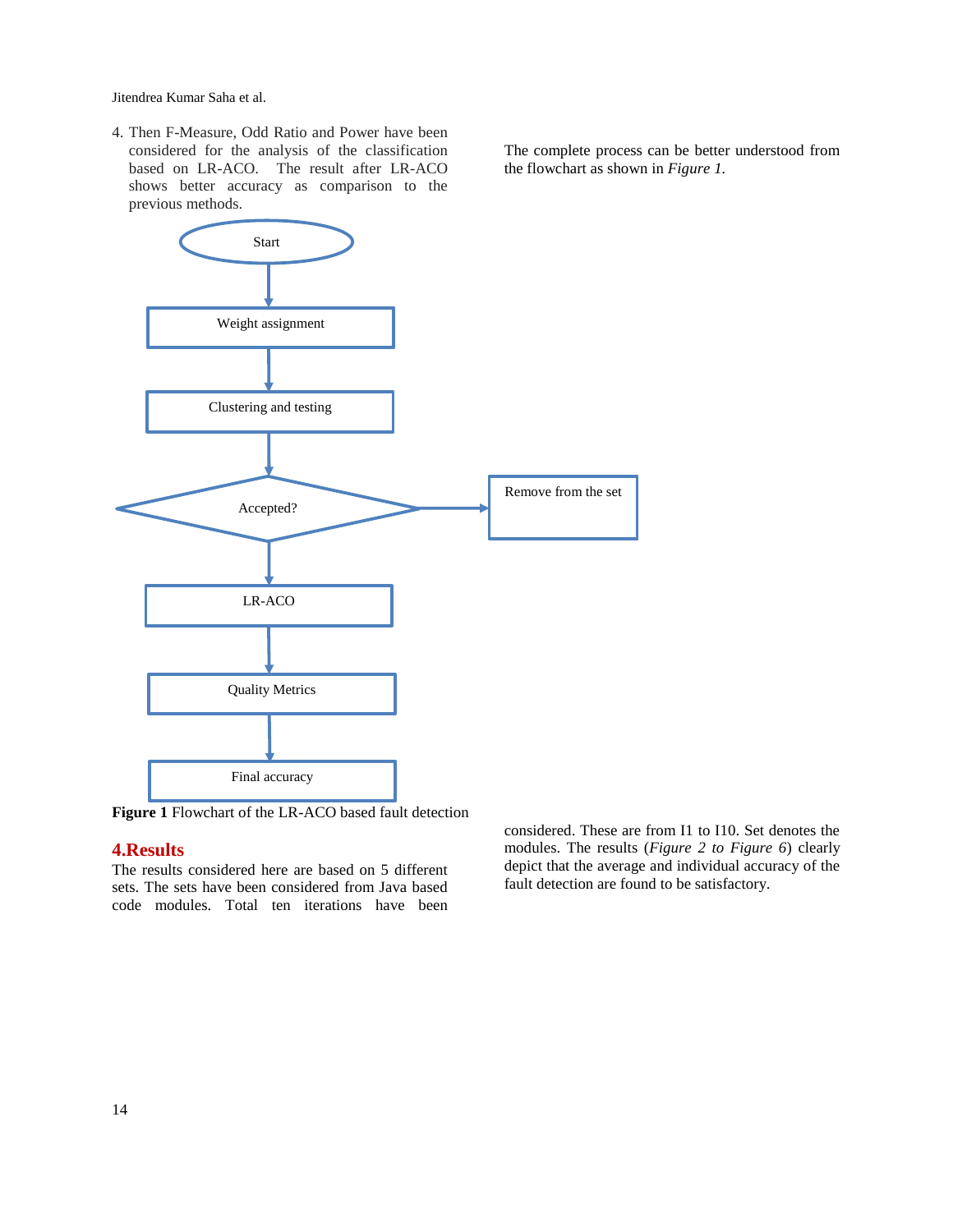4. Then F-Measure, Odd Ratio and Power have been considered for the analysis of the classification based on LR-ACO. The result after LR-ACO shows better accuracy as comparison to the previous methods.

The complete process can be better understood from the flowchart as shown in *Figure 1*.

**Figure 1** Flowchart of the LR-ACO based fault detection

## 4.Results

The results considered here are based on 5 different sets. The sets have been considered from Java based code modules. Total ten iterations have been considered. These are from I1 to I10. Set denotes the modules. The results (*Figure 2 to Figure 6*) clearly depict that the average and individual accuracy of the fault detection are found to be satisfactory.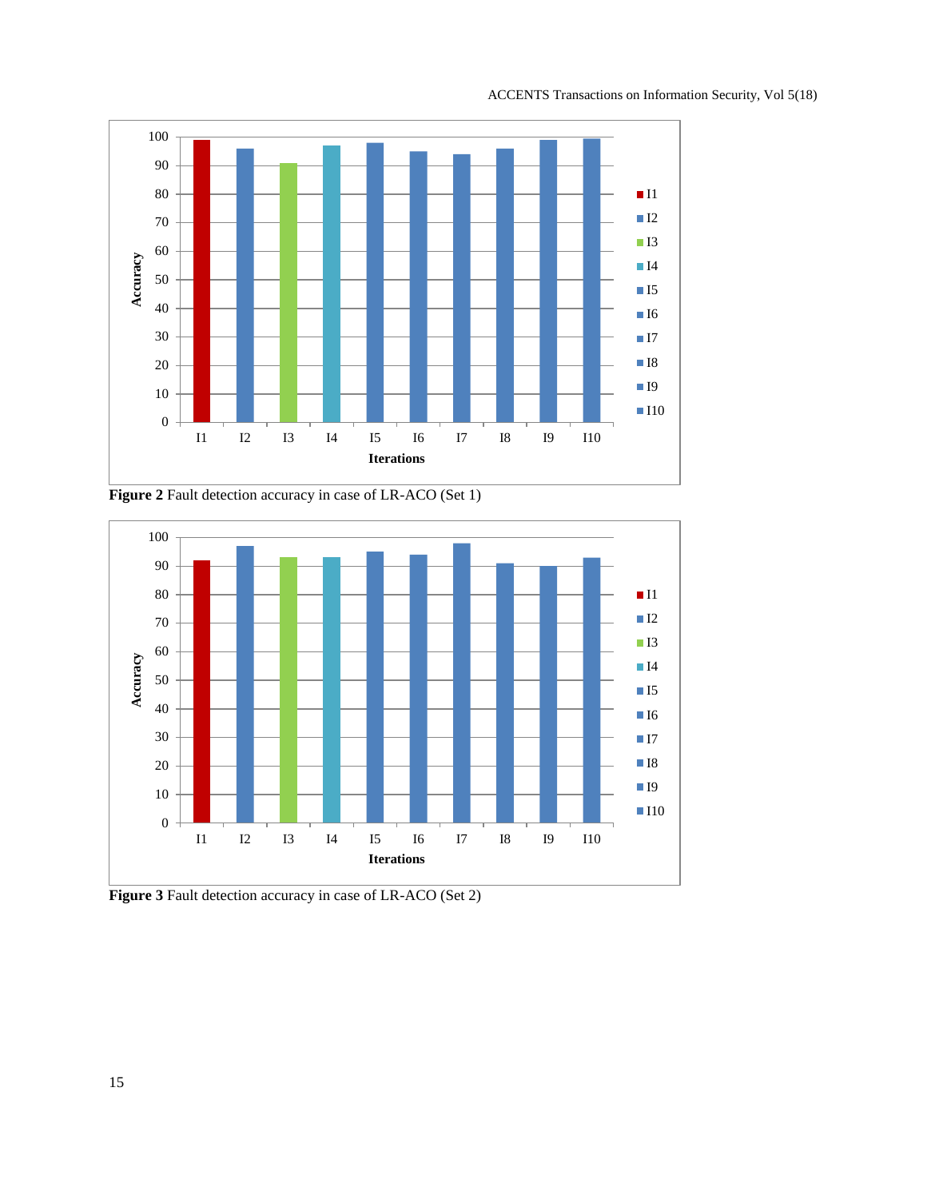**Figure 2** Fault detection accuracy in case of LR-ACO (Set 1)

**Figure 3** Fault detection accuracy in case of LR-ACO (Set 2)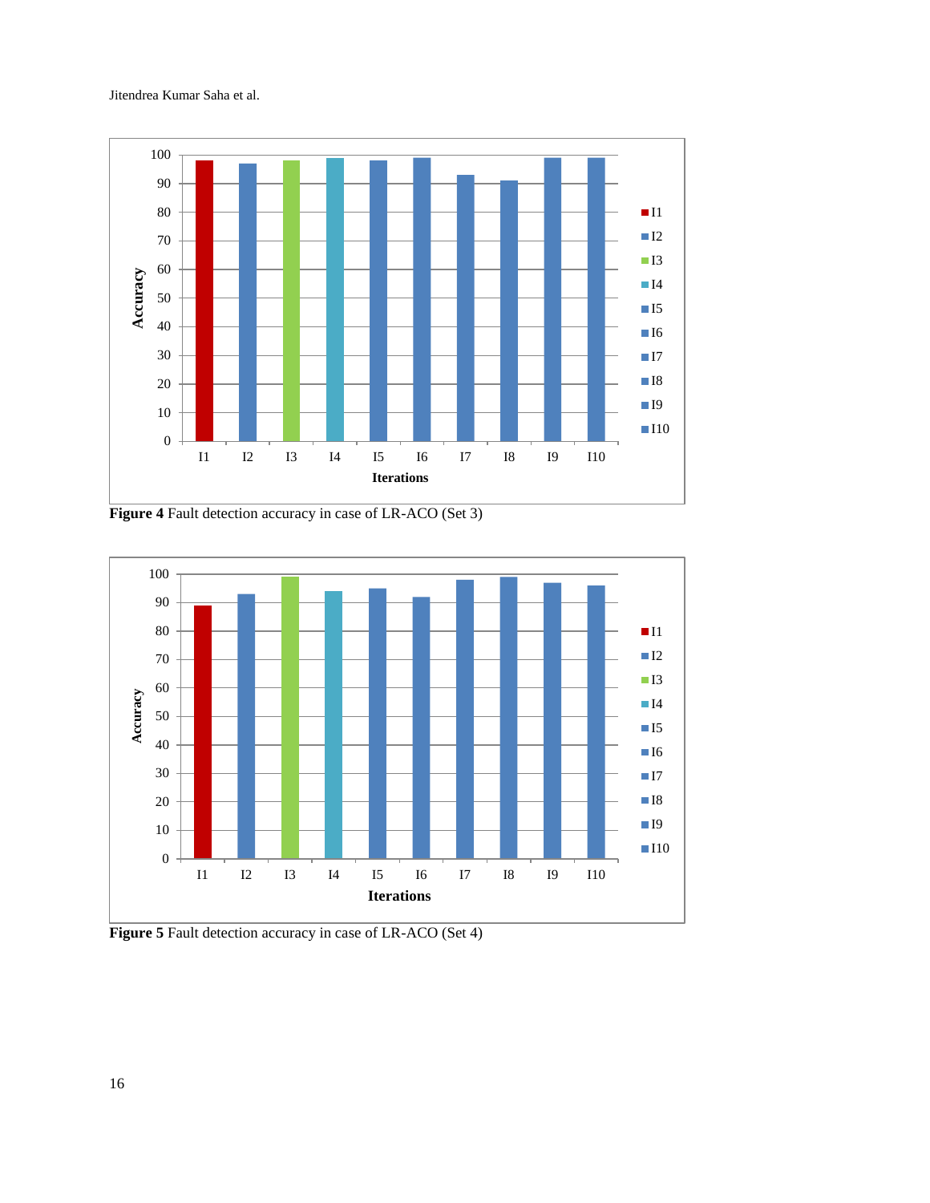**Figure 4** Fault detection accuracy in case of LR-ACO (Set 3)

**Figure 5** Fault detection accuracy in case of LR-ACO (Set 4)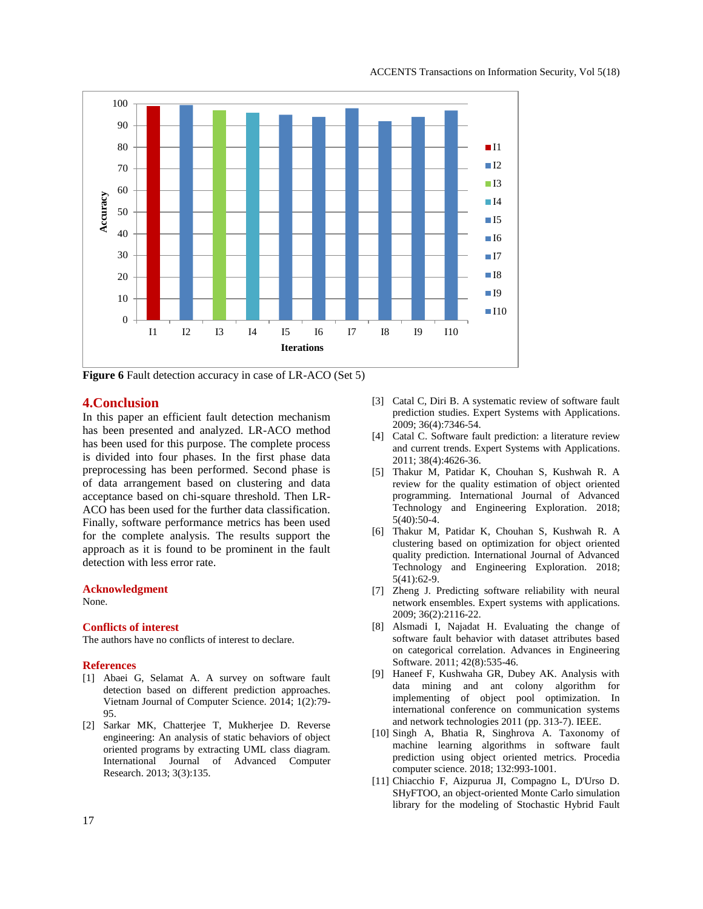**Figure 6** Fault detection accuracy in case of LR-ACO (Set 5)

## 4.Conclusion

In this paper an efficient fault detection mechanism has been presented and analyzed. LR-ACO method has been used for this purpose. The complete process is divided into four phases. In the first phase data preprocessing has been performed. Second phase is of data arrangement based on clustering and data acceptance based on chi-square threshold. Then LR-ACO has been used for the further data classification. Finally, software performance metrics has been used for the complete analysis. The results support the approach as it is found to be prominent in the fault detection with less error rate.

### Acknowledgment

None.

### Conflicts of interest

The authors have no conflicts of interest to declare.

### References

[1] Abaei G, Selamat A. A survey on software fault detection based on different prediction approaches. Vietnam Journal of Computer Science. 2014; 1(2):79-95.

[2] Sarkar MK, Chatterjee T, Mukherjee D. Reverse engineering: An analysis of static behaviors of object oriented programs by extracting UML class diagram. International Journal of Advanced Computer Research. 2013; 3(3):135.

[3] Catal C, Diri B. A systematic review of software fault prediction studies. Expert Systems with Applications. 2009; 36(4):7346-54.

[4] Catal C. Software fault prediction: a literature review and current trends. Expert Systems with Applications. 2011; 38(4):4626-36.

[5] Thakur M, Patidar K, Chouhan S, Kushwah R. A review for the quality estimation of object oriented programming. International Journal of Advanced Technology and Engineering Exploration. 2018; 5(40):50-4.

[6] Thakur M, Patidar K, Chouhan S, Kushwah R. A clustering based on optimization for object oriented quality prediction. International Journal of Advanced Technology and Engineering Exploration. 2018; 5(41):62-9.

[7] Zheng J. Predicting software reliability with neural network ensembles. Expert systems with applications. 2009; 36(2):2116-22.

[8] Alsmadi I, Najadat H. Evaluating the change of software fault behavior with dataset attributes based on categorical correlation. Advances in Engineering Software. 2011; 42(8):535-46.

[9] Haneef F, Kushwaha GR, Dubey AK. Analysis with data mining and ant colony algorithm for implementing of object pool optimization. In international conference on communication systems and network technologies 2011 (pp. 313-7). IEEE.

[10] Singh A, Bhatia R, Singhrova A. Taxonomy of machine learning algorithms in software fault prediction using object oriented metrics. Procedia computer science. 2018; 132:993-1001.

[11] Chiacchio F, Aizpurua JI, Compagno L, D'Urso D. SHyFTOO, an object-oriented Monte Carlo simulation library for the modeling of Stochastic Hybrid Fault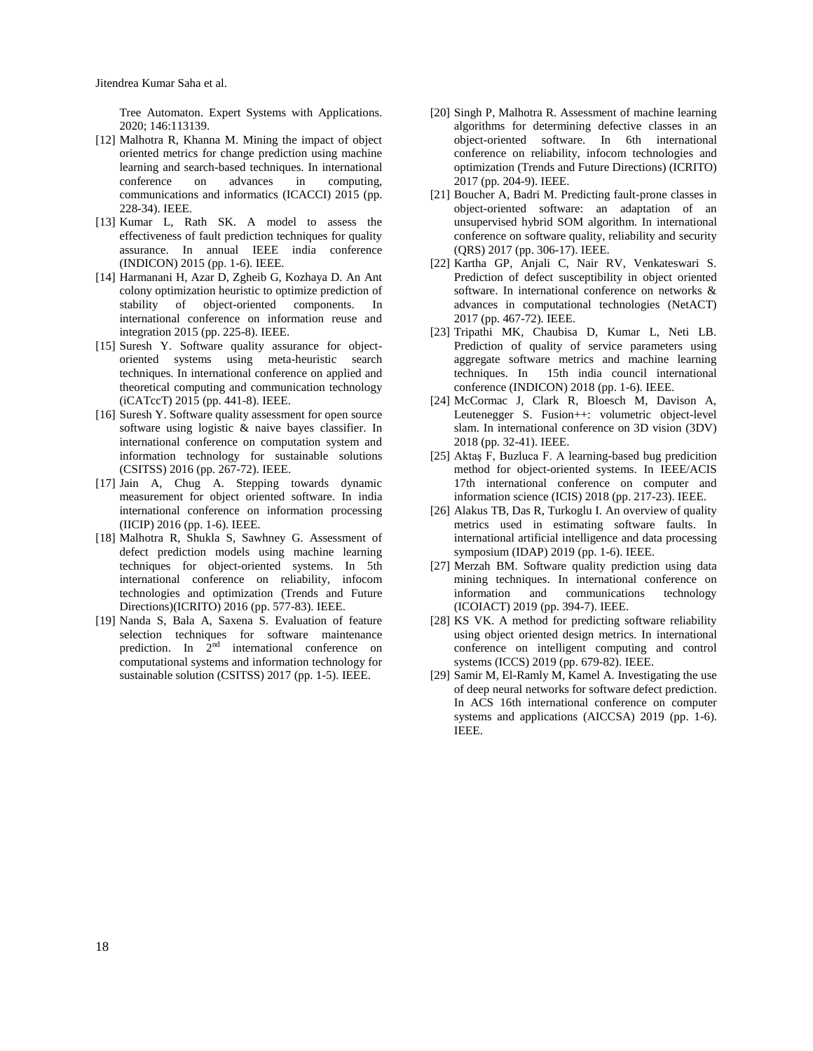Tree Automaton. Expert Systems with Applications. 2020; 146:113139.

[12] Malhotra R, Khanna M. Mining the impact of object oriented metrics for change prediction using machine learning and search-based techniques. In international conference on advances in computing, communications and informatics (ICACCI) 2015 (pp. 228-34). IEEE.

[13] Kumar L, Rath SK. A model to assess the effectiveness of fault prediction techniques for quality assurance. In annual IEEE india conference (INDICON) 2015 (pp. 1-6). IEEE.

[14] Harmanani H, Azar D, Zgheib G, Kozhaya D. An Ant colony optimization heuristic to optimize prediction of stability of object-oriented components. In international conference on information reuse and integration 2015 (pp. 225-8). IEEE.

[15] Suresh Y. Software quality assurance for object-oriented systems using meta-heuristic search techniques. In international conference on applied and theoretical computing and communication technology (iCATccT) 2015 (pp. 441-8). IEEE.

[16] Suresh Y. Software quality assessment for open source software using logistic & naive bayes classifier. In international conference on computation system and information technology for sustainable solutions (CSITSS) 2016 (pp. 267-72). IEEE.

[17] Jain A, Chug A. Stepping towards dynamic measurement for object oriented software. In india international conference on information processing (IICIP) 2016 (pp. 1-6). IEEE.

[18] Malhotra R, Shukla S, Sawhney G. Assessment of defect prediction models using machine learning techniques for object-oriented systems. In 5th international conference on reliability, infocom technologies and optimization (Trends and Future Directions)(ICRITO) 2016 (pp. 577-83). IEEE.

[19] Nanda S, Bala A, Saxena S. Evaluation of feature selection techniques for software maintenance prediction. In 2nd international conference on computational systems and information technology for sustainable solution (CSITSS) 2017 (pp. 1-5). IEEE.

[20] Singh P, Malhotra R. Assessment of machine learning algorithms for determining defective classes in an object-oriented software. In 6th international conference on reliability, infocom technologies and optimization (Trends and Future Directions) (ICRITO) 2017 (pp. 204-9). IEEE.

[21] Boucher A, Badri M. Predicting fault-prone classes in object-oriented software: an adaptation of an unsupervised hybrid SOM algorithm. In international conference on software quality, reliability and security (QRS) 2017 (pp. 306-17). IEEE.

[22] Kartha GP, Anjali C, Nair RV, Venkateswari S. Prediction of defect susceptibility in object oriented software. In international conference on networks & advances in computational technologies (NetACT) 2017 (pp. 467-72). IEEE.

[23] Tripathi MK, Chaubisa D, Kumar L, Neti LB. Prediction of quality of service parameters using aggregate software metrics and machine learning techniques. In 15th india council international conference (INDICON) 2018 (pp. 1-6). IEEE.

[24] McCormac J, Clark R, Bloesch M, Davison A, Leutenegger S. Fusion++: volumetric object-level slam. In international conference on 3D vision (3DV) 2018 (pp. 32-41). IEEE.

[25] Aktaş F, Buzluca F. A learning-based bug predicition method for object-oriented systems. In IEEE/ACIS 17th international conference on computer and information science (ICIS) 2018 (pp. 217-23). IEEE.

[26] Alakus TB, Das R, Turkoglu I. An overview of quality metrics used in estimating software faults. In international artificial intelligence and data processing symposium (IDAP) 2019 (pp. 1-6). IEEE.

[27] Merzah BM. Software quality prediction using data mining techniques. In international conference on information and communications technology (ICOIACT) 2019 (pp. 394-7). IEEE.

[28] KS VK. A method for predicting software reliability using object oriented design metrics. In international conference on intelligent computing and control systems (ICCS) 2019 (pp. 679-82). IEEE.

[29] Samir M, El-Ramly M, Kamel A. Investigating the use of deep neural networks for software defect prediction. In ACS 16th international conference on computer systems and applications (AICCSA) 2019 (pp. 1-6). IEEE.